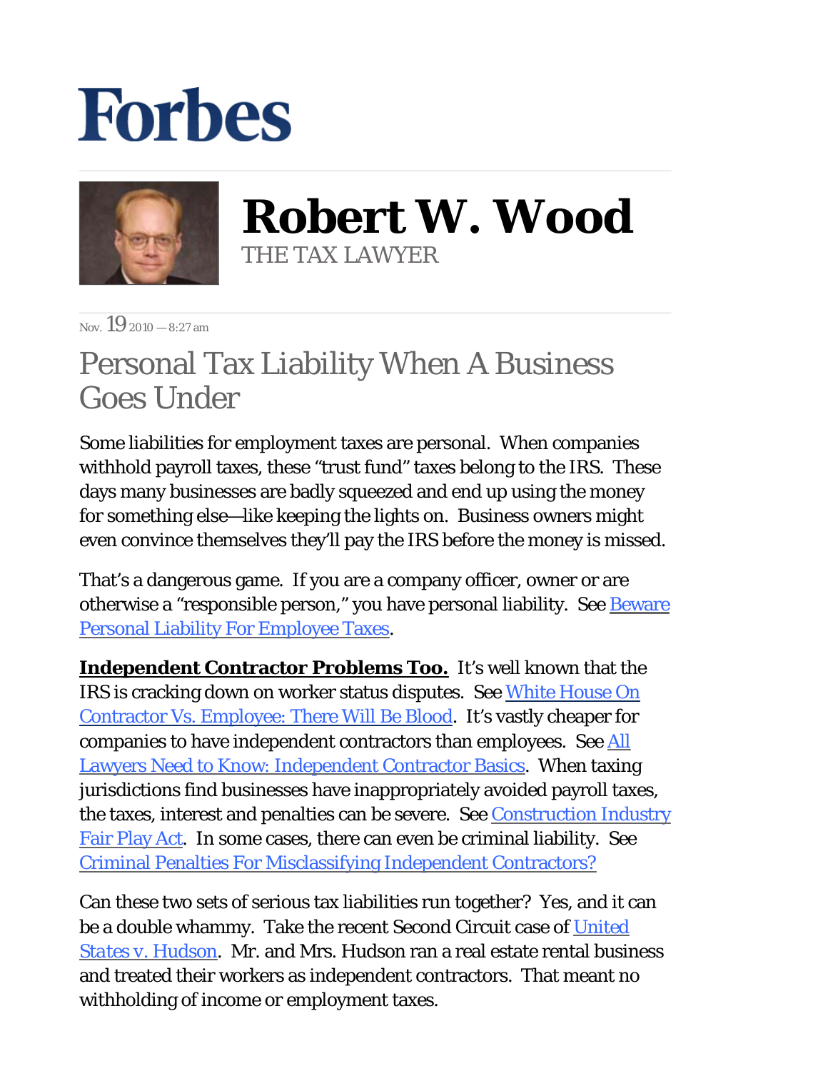# Forbes

## Robert W. Wood

THE TAX LAWYER

Nov. 19 2010 — 8:27 am

# Personal Tax Liability When A Business Goes Under

Some liabilities for employment taxes are personal. When companies withhold payroll taxes, these "trust fund" taxes belong to the IRS. These days many businesses are badly squeezed and end up using the money for something else—like keeping the lights on. Business owners might even convince themselves they'll pay the IRS before the money is missed.

That's a dangerous game. If you are a company officer, owner or are otherwise a "responsible person," you have personal liability. See Beware Personal Liability For Employee Taxes.

**Independent Contractor Problems Too.** It's well known that the IRS is cracking down on worker status disputes. See White House On Contractor Vs. Employee: There Will Be Blood. It's vastly cheaper for companies to have independent contractors than employees. See All Lawyers Need to Know: Independent Contractor Basics. When taxing jurisdictions find businesses have inappropriately avoided payroll taxes, the taxes, interest and penalties can be severe. See Construction Industry Fair Play Act. In some cases, there can even be criminal liability. See Criminal Penalties For Misclassifying Independent Contractors?

Can these two sets of serious tax liabilities run together? Yes, and it can be a double whammy. Take the recent Second Circuit case of United States v. Hudson. Mr. and Mrs. Hudson ran a real estate rental business and treated their workers as independent contractors. That meant no withholding of income or employment taxes.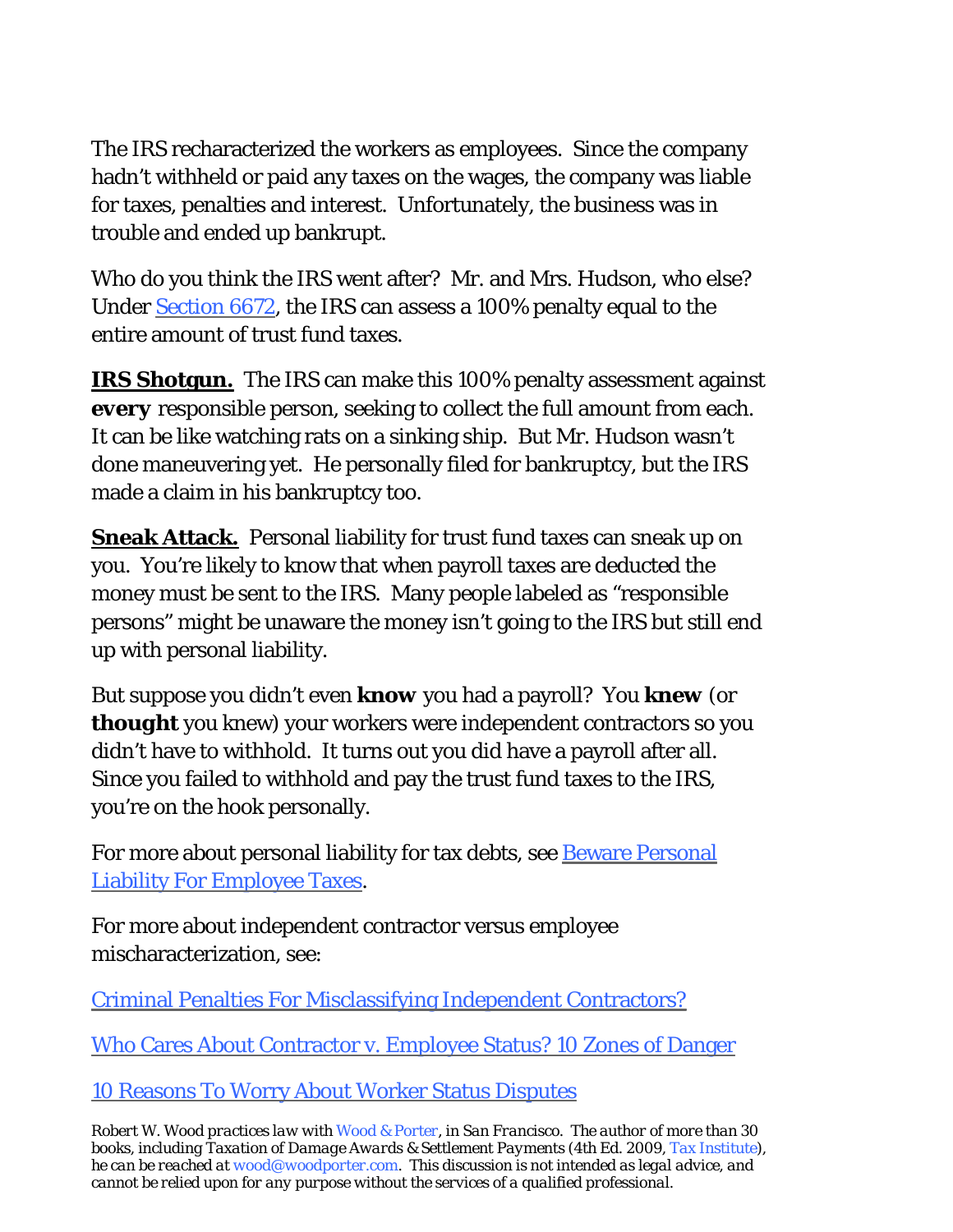The IRS recharacterized the workers as employees. Since the company hadn't withheld or paid any taxes on the wages, the company was liable for taxes, penalties and interest. Unfortunately, the business was in trouble and ended up bankrupt.

Who do you think the IRS went after? Mr. and Mrs. Hudson, who else? Under [Section 6672](), the IRS can assess a 100% penalty equal to the entire amount of trust fund taxes.

**IRS Shotgun.** The IRS can make this 100% penalty assessment against **every** responsible person, seeking to collect the full amount from each. It can be like watching rats on a sinking ship. But Mr. Hudson wasn't done maneuvering yet. He personally filed for bankruptcy, but the IRS made a claim in his bankruptcy too.

**Sneak Attack.** Personal liability for trust fund taxes can sneak up on you. You're likely to know that when payroll taxes are deducted the money must be sent to the IRS. Many people labeled as "responsible persons" might be unaware the money isn't going to the IRS but still end up with personal liability.

But suppose you didn't even **know** you had a payroll? You **knew** (or **thought** you knew) your workers were independent contractors so you didn't have to withhold. It turns out you did have a payroll after all. Since you failed to withhold and pay the trust fund taxes to the IRS, you're on the hook personally.

For more about personal liability for tax debts, see [Beware Personal Liability For Employee Taxes]().

For more about independent contractor versus employee mischaracterization, see:

[Criminal Penalties For Misclassifying Independent Contractors?]()

[Who Cares About Contractor v. Employee Status? 10 Zones of Danger]()

[10 Reasons To Worry About Worker Status Disputes]()

*Robert W. Wood practices law with [Wood & Porter](), in San Francisco. The author of more than 30 books, including Taxation of Damage Awards & Settlement Payments (4th Ed. 2009, [Tax Institute]()), he can be reached at [wood@woodporter.com](). This discussion is not intended as legal advice, and cannot be relied upon for any purpose without the services of a qualified professional.*